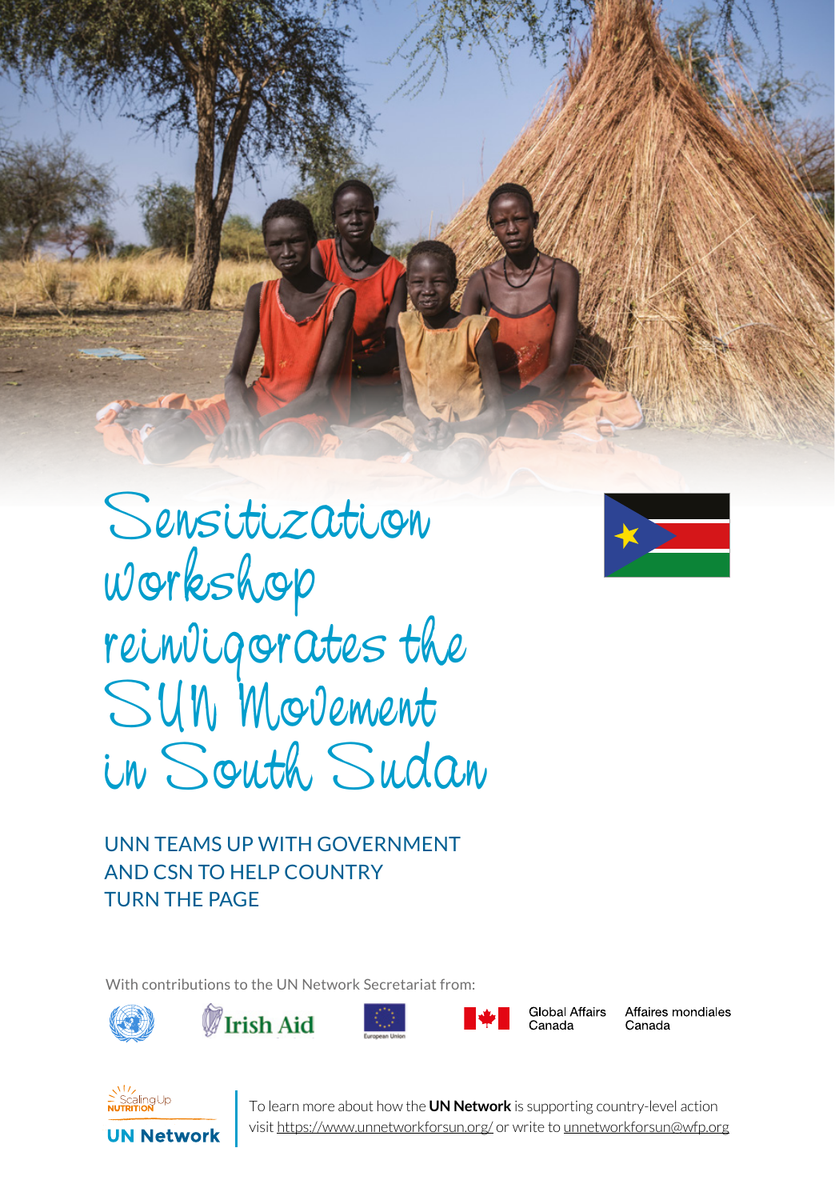# Sensitization workshop reinvigorates the SUN Movement in South Sudan

## UNN TEAMS UP WITH GOVERNMENT AND CSN TO HELP COUNTRY TURN THE PAGE

With contributions to the UN Network Secretariat from:

Irish Aid

European Union

Global Affairs Canada | Affaires mondiales Canada

Scaling Up Nutrition

UN Network

To learn more about how the **UN Network** is supporting country-level action visit https://www.unnetworkforsun.org/ or write to unnetworkforsun@wfp.org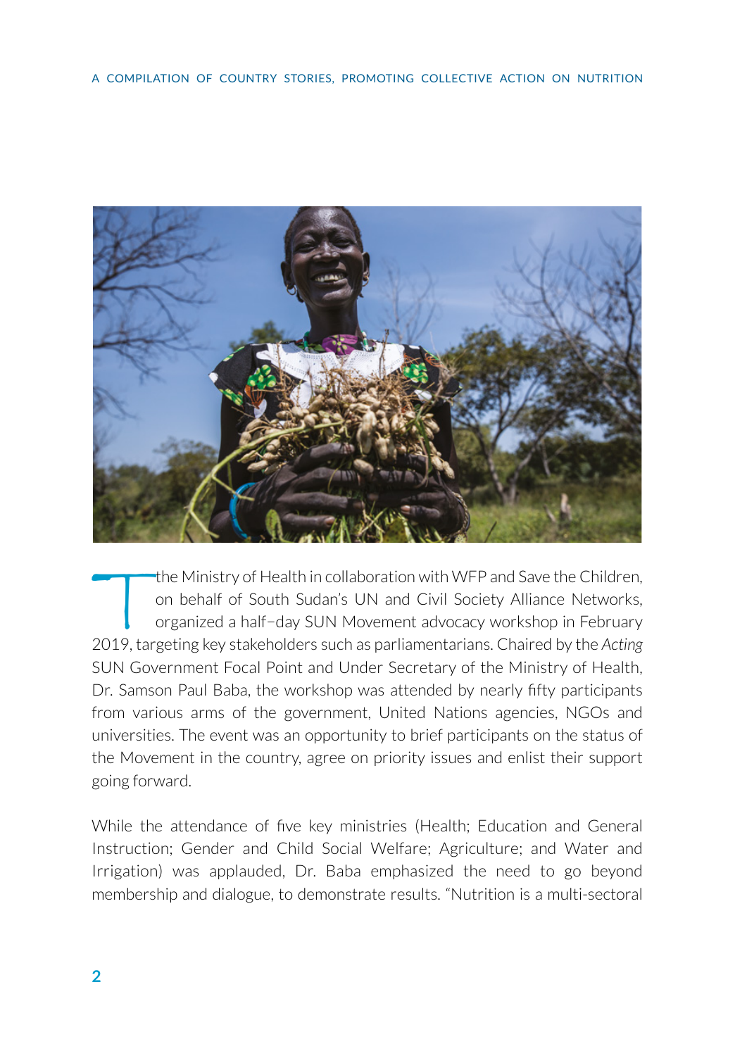The Ministry of Health in collaboration with WFP and Save the Children, on behalf of South Sudan's UN and Civil Society Alliance Networks, organized a half–day SUN Movement advocacy workshop in February 2019, targeting key stakeholders such as parliamentarians. Chaired by the *Acting* SUN Government Focal Point and Under Secretary of the Ministry of Health, Dr. Samson Paul Baba, the workshop was attended by nearly fifty participants from various arms of the government, United Nations agencies, NGOs and universities. The event was an opportunity to brief participants on the status of the Movement in the country, agree on priority issues and enlist their support going forward.

While the attendance of five key ministries (Health; Education and General Instruction; Gender and Child Social Welfare; Agriculture; and Water and Irrigation) was applauded, Dr. Baba emphasized the need to go beyond membership and dialogue, to demonstrate results. "Nutrition is a multi-sectoral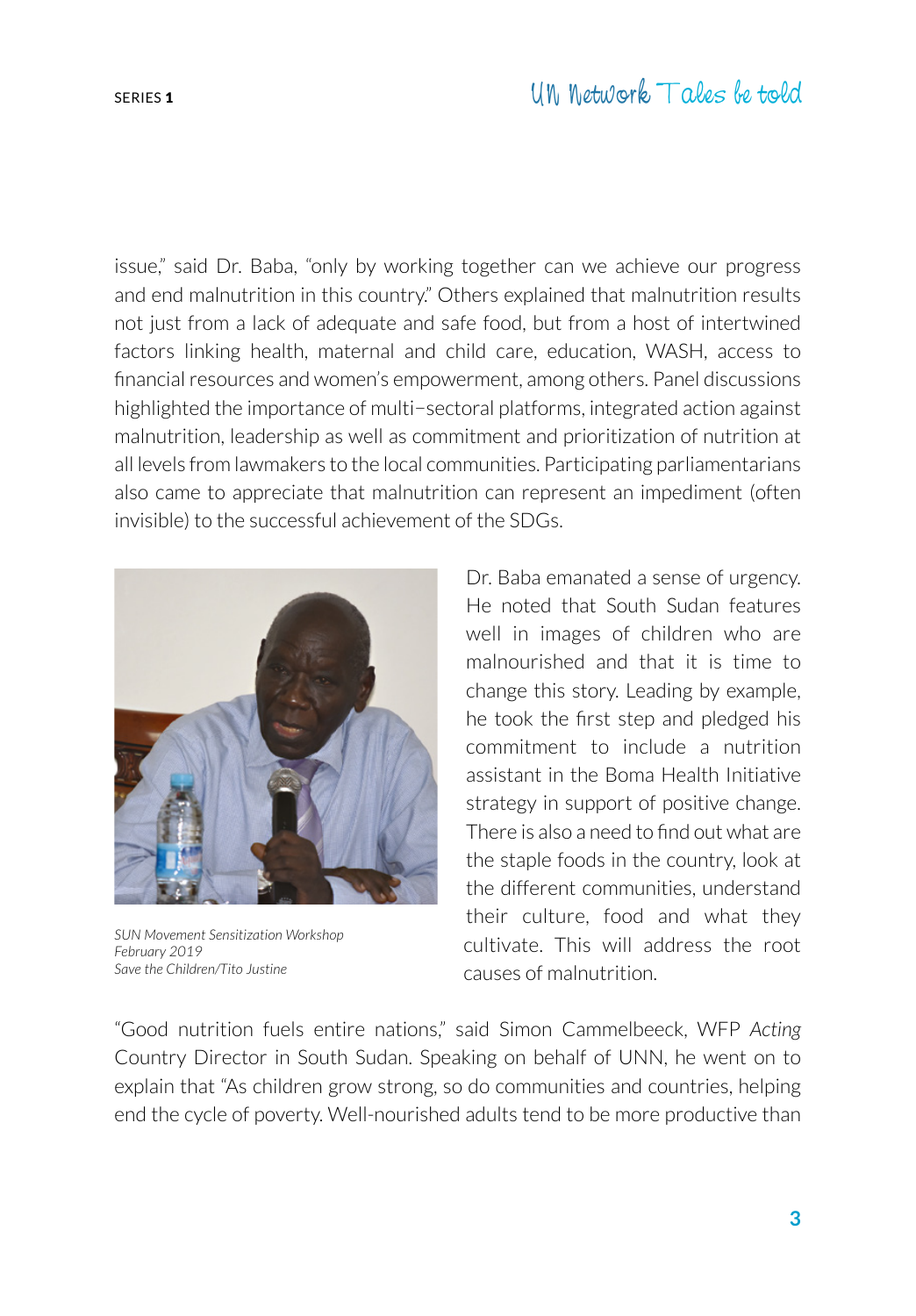issue," said Dr. Baba, "only by working together can we achieve our progress and end malnutrition in this country." Others explained that malnutrition results not just from a lack of adequate and safe food, but from a host of intertwined factors linking health, maternal and child care, education, WASH, access to financial resources and women's empowerment, among others. Panel discussions highlighted the importance of multi-sectoral platforms, integrated action against malnutrition, leadership as well as commitment and prioritization of nutrition at all levels from lawmakers to the local communities. Participating parliamentarians also came to appreciate that malnutrition can represent an impediment (often invisible) to the successful achievement of the SDGs.

*SUN Movement Sensitization Workshop*
*February 2019*
*Save the Children/Tito Justine*

Dr. Baba emanated a sense of urgency. He noted that South Sudan features well in images of children who are malnourished and that it is time to change this story. Leading by example, he took the first step and pledged his commitment to include a nutrition assistant in the Boma Health Initiative strategy in support of positive change. There is also a need to find out what are the staple foods in the country, look at the different communities, understand their culture, food and what they cultivate. This will address the root causes of malnutrition.

"Good nutrition fuels entire nations," said Simon Cammelbeeck, WFP *Acting* Country Director in South Sudan. Speaking on behalf of UNN, he went on to explain that "As children grow strong, so do communities and countries, helping end the cycle of poverty. Well-nourished adults tend to be more productive than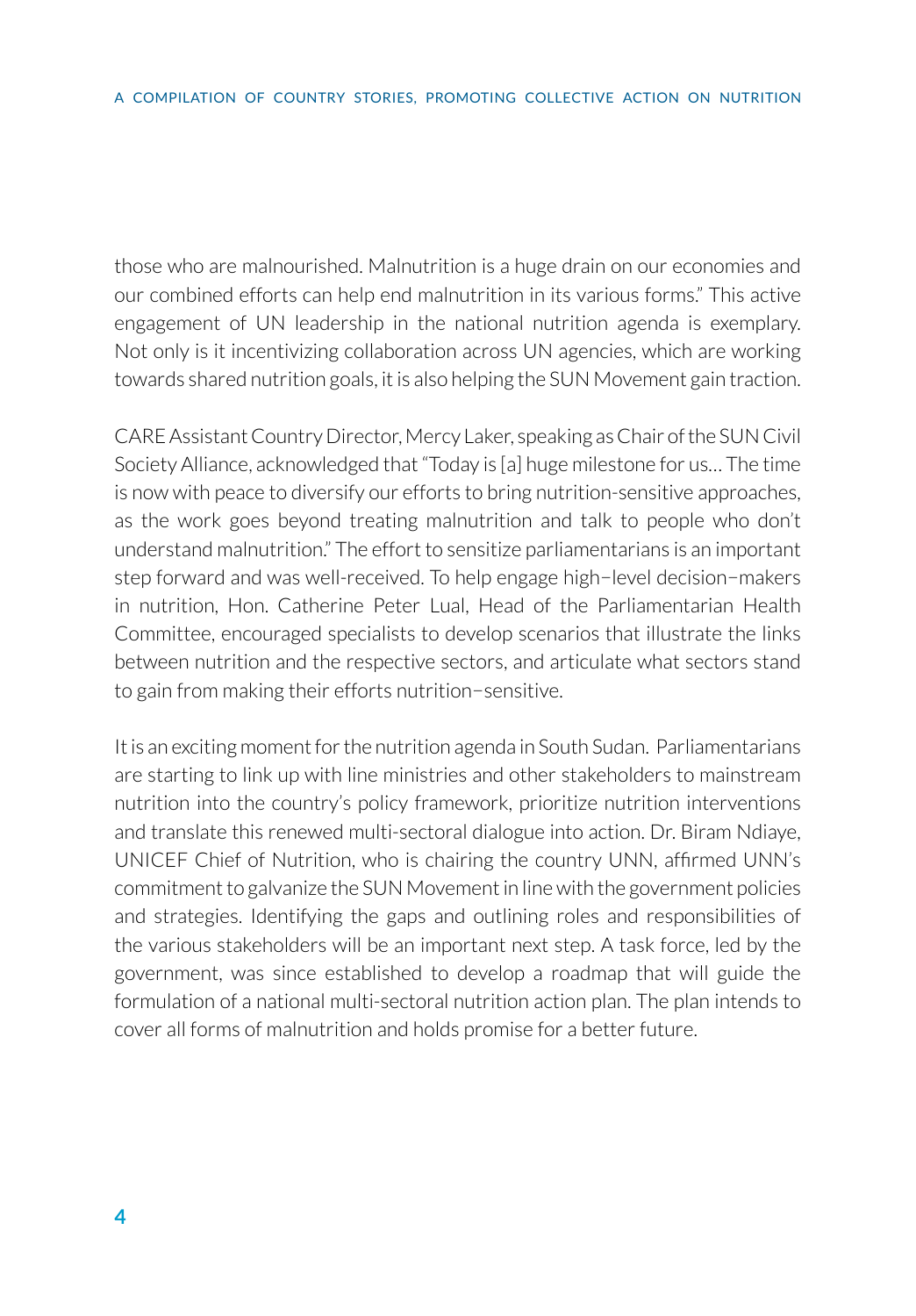those who are malnourished. Malnutrition is a huge drain on our economies and our combined efforts can help end malnutrition in its various forms." This active engagement of UN leadership in the national nutrition agenda is exemplary. Not only is it incentivizing collaboration across UN agencies, which are working towards shared nutrition goals, it is also helping the SUN Movement gain traction.

CARE Assistant Country Director, Mercy Laker, speaking as Chair of the SUN Civil Society Alliance, acknowledged that "Today is [a] huge milestone for us… The time is now with peace to diversify our efforts to bring nutrition-sensitive approaches, as the work goes beyond treating malnutrition and talk to people who don't understand malnutrition." The effort to sensitize parliamentarians is an important step forward and was well-received. To help engage high−level decision−makers in nutrition, Hon. Catherine Peter Lual, Head of the Parliamentarian Health Committee, encouraged specialists to develop scenarios that illustrate the links between nutrition and the respective sectors, and articulate what sectors stand to gain from making their efforts nutrition−sensitive.

It is an exciting moment for the nutrition agenda in South Sudan. Parliamentarians are starting to link up with line ministries and other stakeholders to mainstream nutrition into the country's policy framework, prioritize nutrition interventions and translate this renewed multi-sectoral dialogue into action. Dr. Biram Ndiaye, UNICEF Chief of Nutrition, who is chairing the country UNN, affirmed UNN's commitment to galvanize the SUN Movement in line with the government policies and strategies. Identifying the gaps and outlining roles and responsibilities of the various stakeholders will be an important next step. A task force, led by the government, was since established to develop a roadmap that will guide the formulation of a national multi-sectoral nutrition action plan. The plan intends to cover all forms of malnutrition and holds promise for a better future.